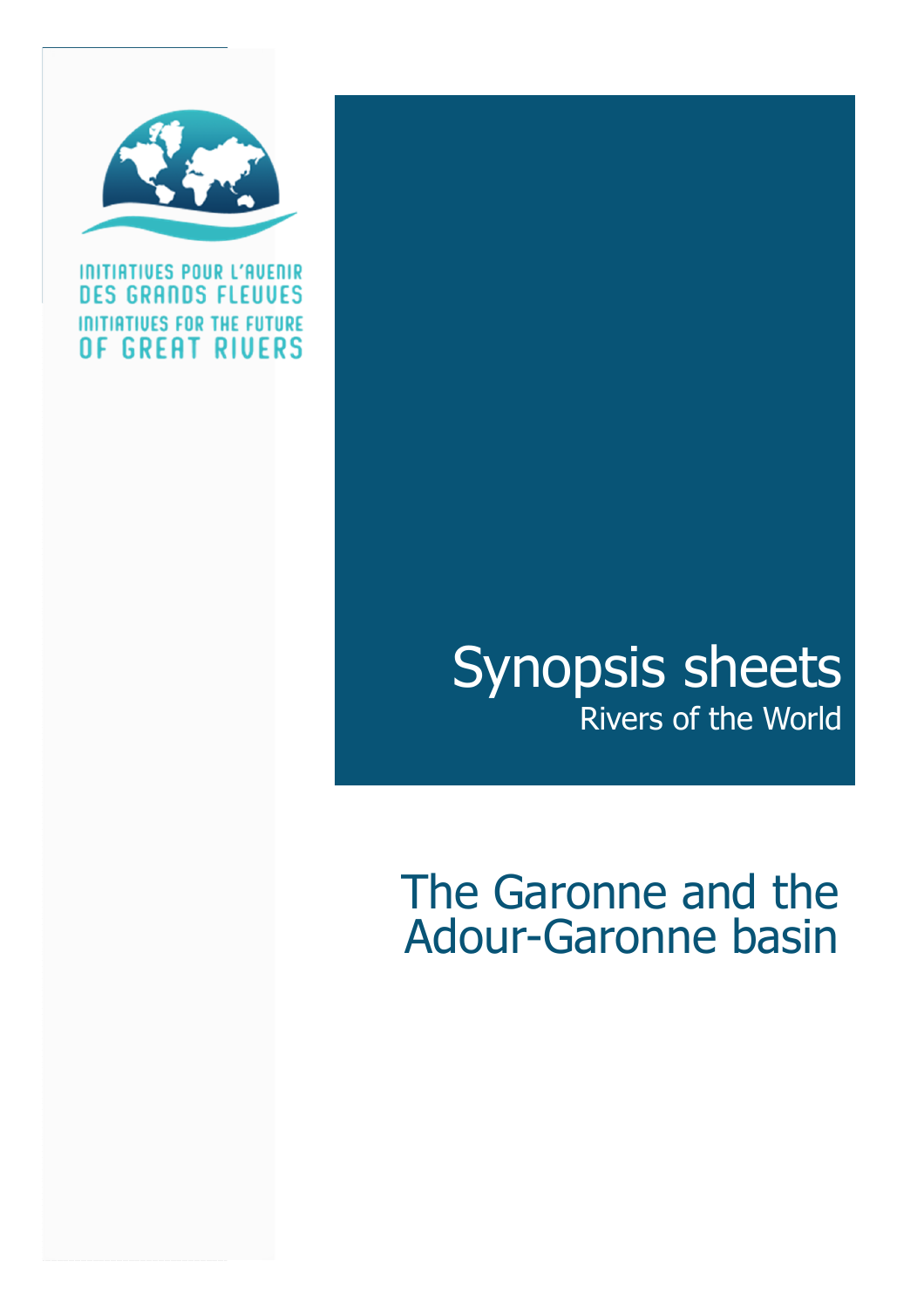INITIATIVES POUR L'AVENIR DES GRANDS FLEUVES

INITIATIVES FOR THE FUTURE OF GREAT RIVERS

# Synopsis sheets

Rivers of the World

# The Garonne and the Adour-Garonne basin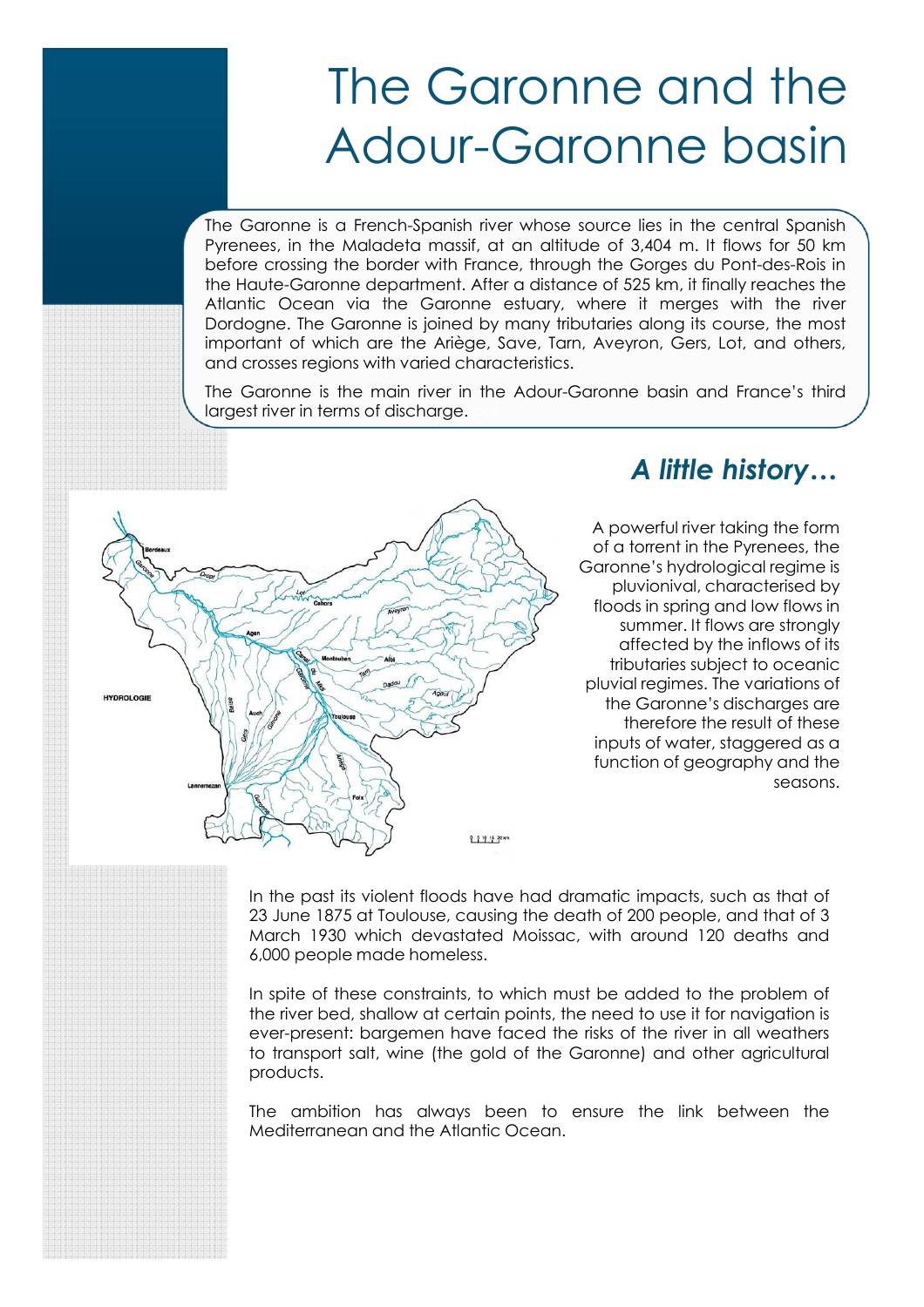# The Garonne and the Adour-Garonne basin

The Garonne is a French-Spanish river whose source lies in the central Spanish Pyrenees, in the Maladeta massif, at an altitude of 3,404 m. It flows for 50 km before crossing the border with France, through the Gorges du Pont-des-Rois in the Haute-Garonne department. After a distance of 525 km, it finally reaches the Atlantic Ocean via the Garonne estuary, where it merges with the river Dordogne. The Garonne is joined by many tributaries along its course, the most important of which are the Ariège, Save, Tarn, Aveyron, Gers, Lot, and others, and crosses regions with varied characteristics.

The Garonne is the main river in the Adour-Garonne basin and France's third largest river in terms of discharge.

## *A little history…*

A powerful river taking the form of a torrent in the Pyrenees, the Garonne's hydrological regime is pluvionival, characterised by floods in spring and low flows in summer. It flows are strongly affected by the inflows of its tributaries subject to oceanic pluvial regimes. The variations of the Garonne's discharges are therefore the result of these inputs of water, staggered as a function of geography and the seasons.

In the past its violent floods have had dramatic impacts, such as that of 23 June 1875 at Toulouse, causing the death of 200 people, and that of 3 March 1930 which devastated Moissac, with around 120 deaths and 6,000 people made homeless.

In spite of these constraints, to which must be added to the problem of the river bed, shallow at certain points, the need to use it for navigation is ever-present: bargemen have faced the risks of the river in all weathers to transport salt, wine (the gold of the Garonne) and other agricultural products.

The ambition has always been to ensure the link between the Mediterranean and the Atlantic Ocean.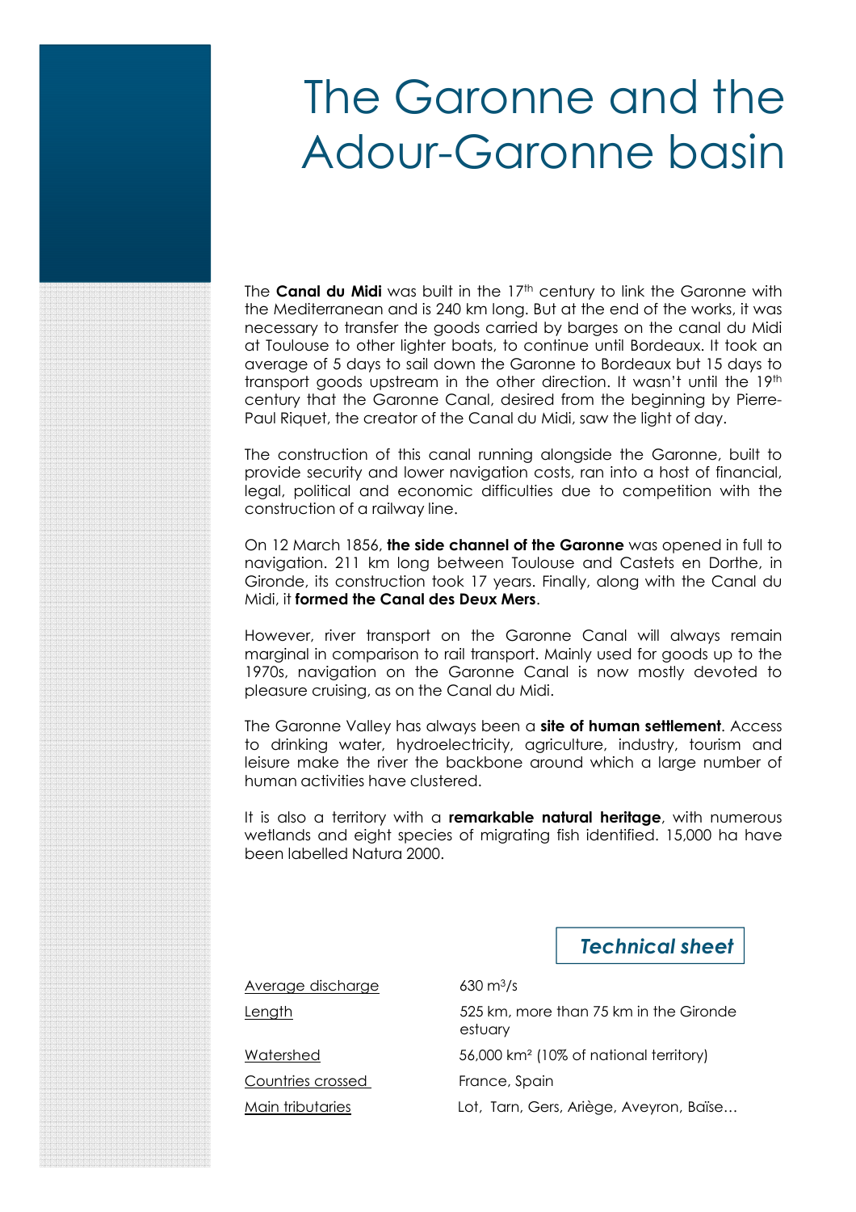# The Garonne and the Adour-Garonne basin

The **Canal du Midi** was built in the 17th century to link the Garonne with the Mediterranean and is 240 km long. But at the end of the works, it was necessary to transfer the goods carried by barges on the canal du Midi at Toulouse to other lighter boats, to continue until Bordeaux. It took an average of 5 days to sail down the Garonne to Bordeaux but 15 days to transport goods upstream in the other direction. It wasn't until the 19th century that the Garonne Canal, desired from the beginning by Pierre-Paul Riquet, the creator of the Canal du Midi, saw the light of day.

The construction of this canal running alongside the Garonne, built to provide security and lower navigation costs, ran into a host of financial, legal, political and economic difficulties due to competition with the construction of a railway line.

On 12 March 1856, **the side channel of the Garonne** was opened in full to navigation. 211 km long between Toulouse and Castets en Dorthe, in Gironde, its construction took 17 years. Finally, along with the Canal du Midi, it **formed the Canal des Deux Mers**.

However, river transport on the Garonne Canal will always remain marginal in comparison to rail transport. Mainly used for goods up to the 1970s, navigation on the Garonne Canal is now mostly devoted to pleasure cruising, as on the Canal du Midi.

The Garonne Valley has always been a **site of human settlement**. Access to drinking water, hydroelectricity, agriculture, industry, tourism and leisure make the river the backbone around which a large number of human activities have clustered.

It is also a territory with a **remarkable natural heritage**, with numerous wetlands and eight species of migrating fish identified. 15,000 ha have been labelled Natura 2000.

## *Technical sheet*

| | |
|---|---|
| Average discharge | 630 $m^3/s$ |
| Length | 525 km, more than 75 km in the Gironde estuary |
| Watershed | 56,000 km² (10% of national territory) |
| Countries crossed | France, Spain |
| Main tributaries | Lot, Tarn, Gers, Ariège, Aveyron, Baïse… |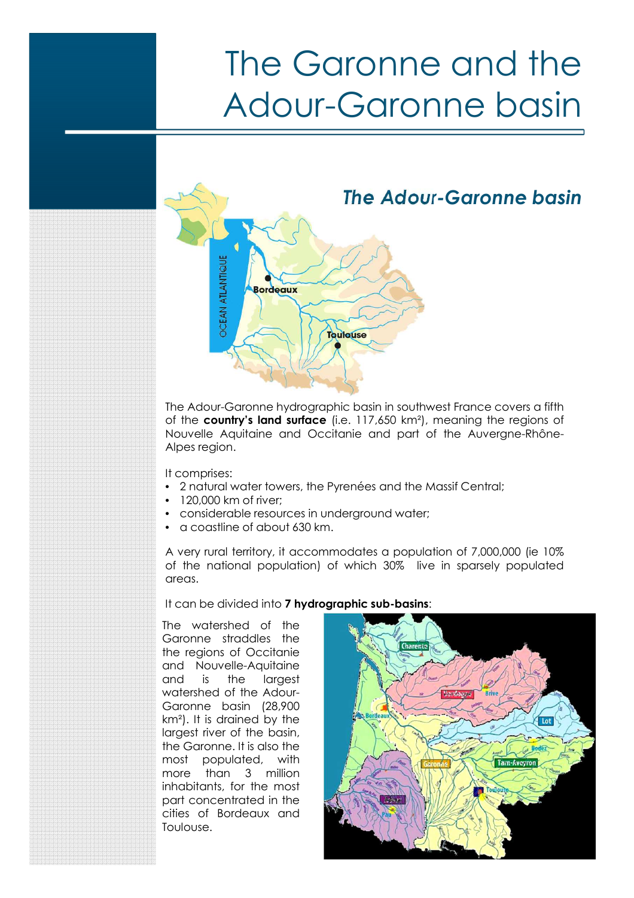# The Garonne and the Adour-Garonne basin

## *The Adour-Garonne basin*

The Adour-Garonne hydrographic basin in southwest France covers a fifth of the **country's land surface** (i.e. 117,650 km²), meaning the regions of Nouvelle Aquitaine and Occitanie and part of the Auvergne-Rhône-Alpes region.

It comprises:

- 2 natural water towers, the Pyrenées and the Massif Central;
- 120,000 km of river;
- considerable resources in underground water;
- a coastline of about 630 km.

A very rural territory, it accommodates a population of 7,000,000 (ie 10% of the national population) of which 30% live in sparsely populated areas.

It can be divided into **7 hydrographic sub-basins**:

The watershed of the Garonne straddles the the regions of Occitanie and Nouvelle-Aquitaine and is the largest watershed of the Adour-Garonne basin (28,900 km²). It is drained by the largest river of the basin, the Garonne. It is also the most populated, with more than 3 million inhabitants, for the most part concentrated in the cities of Bordeaux and Toulouse.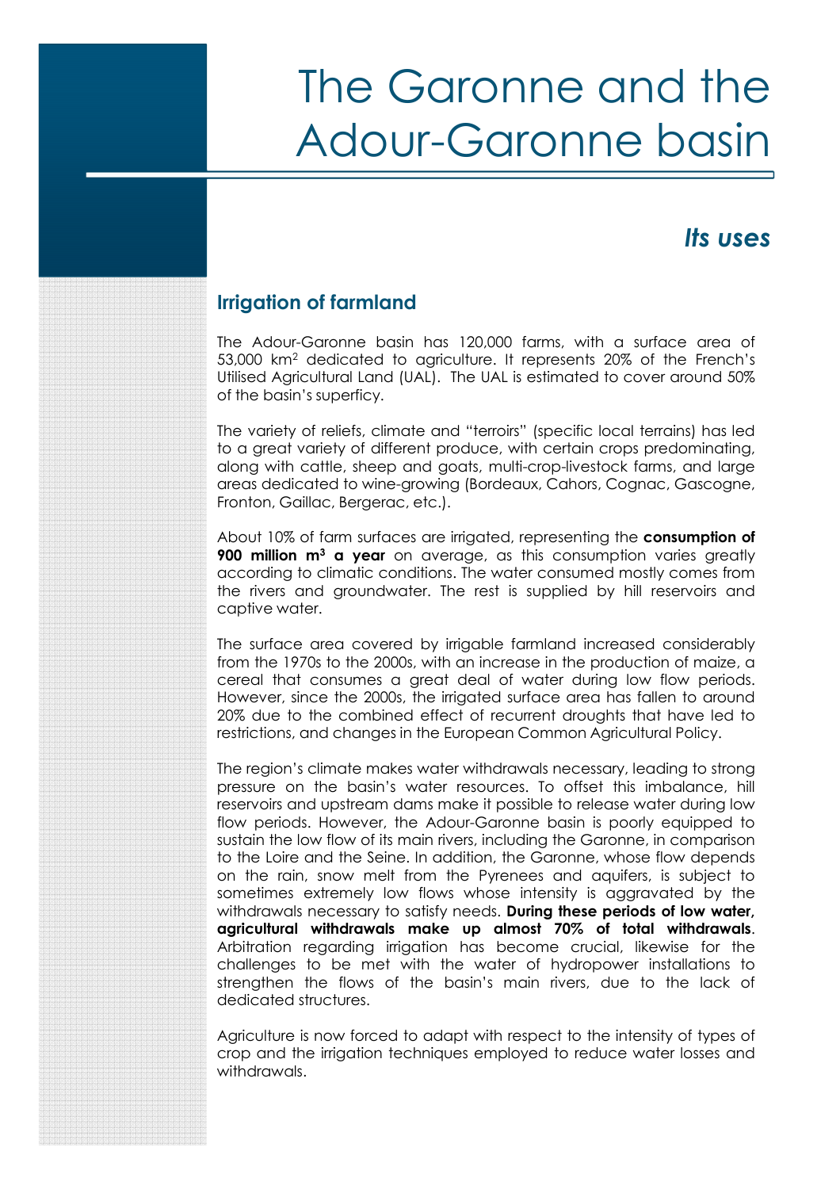# The Garonne and the Adour-Garonne basin

## *Its uses*

### Irrigation of farmland

The Adour-Garonne basin has 120,000 farms, with a surface area of 53,000 km$^2$ dedicated to agriculture. It represents 20% of the French's Utilised Agricultural Land (UAL). The UAL is estimated to cover around 50% of the basin's superficy.

The variety of reliefs, climate and "terroirs" (specific local terrains) has led to a great variety of different produce, with certain crops predominating, along with cattle, sheep and goats, multi-crop-livestock farms, and large areas dedicated to wine-growing (Bordeaux, Cahors, Cognac, Gascogne, Fronton, Gaillac, Bergerac, etc.).

About 10% of farm surfaces are irrigated, representing the **consumption of 900 million m$^3$ a year** on average, as this consumption varies greatly according to climatic conditions. The water consumed mostly comes from the rivers and groundwater. The rest is supplied by hill reservoirs and captive water.

The surface area covered by irrigable farmland increased considerably from the 1970s to the 2000s, with an increase in the production of maize, a cereal that consumes a great deal of water during low flow periods. However, since the 2000s, the irrigated surface area has fallen to around 20% due to the combined effect of recurrent droughts that have led to restrictions, and changes in the European Common Agricultural Policy.

The region's climate makes water withdrawals necessary, leading to strong pressure on the basin's water resources. To offset this imbalance, hill reservoirs and upstream dams make it possible to release water during low flow periods. However, the Adour-Garonne basin is poorly equipped to sustain the low flow of its main rivers, including the Garonne, in comparison to the Loire and the Seine. In addition, the Garonne, whose flow depends on the rain, snow melt from the Pyrenees and aquifers, is subject to sometimes extremely low flows whose intensity is aggravated by the withdrawals necessary to satisfy needs. **During these periods of low water, agricultural withdrawals make up almost 70% of total withdrawals**. Arbitration regarding irrigation has become crucial, likewise for the challenges to be met with the water of hydropower installations to strengthen the flows of the basin's main rivers, due to the lack of dedicated structures.

Agriculture is now forced to adapt with respect to the intensity of types of crop and the irrigation techniques employed to reduce water losses and withdrawals.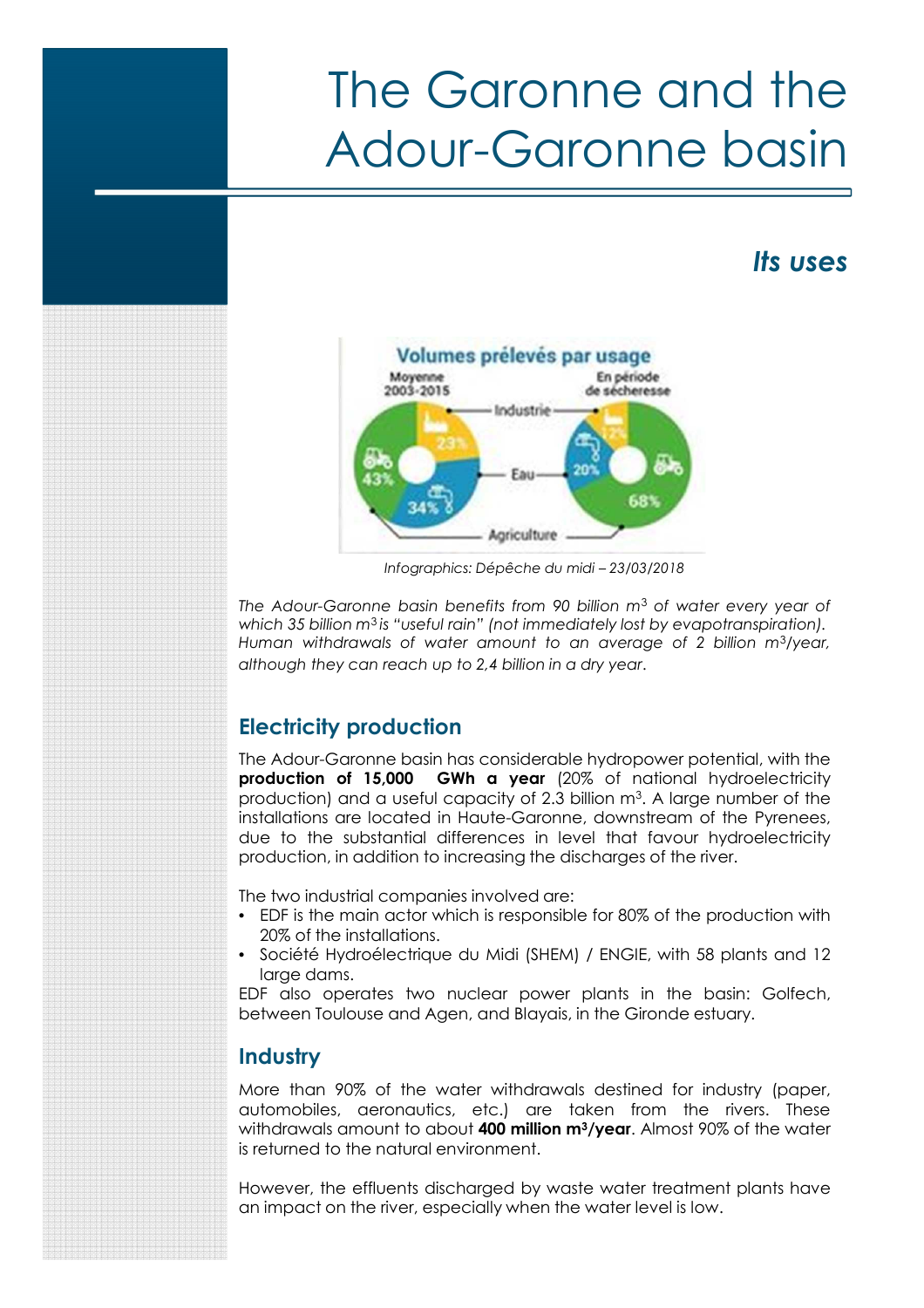# The Garonne and the Adour-Garonne basin

## *Its uses*

Infographics: Dépêche du midi – 23/03/2018

*The Adour-Garonne basin benefits from 90 billion m³ of water every year of which 35 billion m³ is "useful rain" (not immediately lost by evapotranspiration). Human withdrawals of water amount to an average of 2 billion m³/year, although they can reach up to 2,4 billion in a dry year.*

## Electricity production

The Adour-Garonne basin has considerable hydropower potential, with the **production of 15,000 GWh a year** (20% of national hydroelectricity production) and a useful capacity of 2.3 billion m³. A large number of the installations are located in Haute-Garonne, downstream of the Pyrenees, due to the substantial differences in level that favour hydroelectricity production, in addition to increasing the discharges of the river.

The two industrial companies involved are:

- EDF is the main actor which is responsible for 80% of the production with 20% of the installations.
- Société Hydroélectrique du Midi (SHEM) / ENGIE, with 58 plants and 12 large dams.

EDF also operates two nuclear power plants in the basin: Golfech, between Toulouse and Agen, and Blayais, in the Gironde estuary.

## Industry

More than 90% of the water withdrawals destined for industry (paper, automobiles, aeronautics, etc.) are taken from the rivers. These withdrawals amount to about **400 million m³/year**. Almost 90% of the water is returned to the natural environment.

However, the effluents discharged by waste water treatment plants have an impact on the river, especially when the water level is low.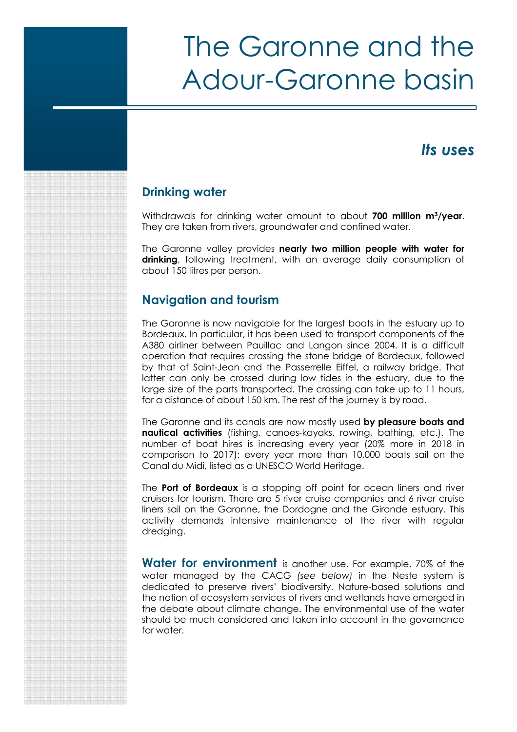# The Garonne and the Adour-Garonne basin

## *Its uses*

### Drinking water

Withdrawals for drinking water amount to about **700 million m³/year**. They are taken from rivers, groundwater and confined water.

The Garonne valley provides **nearly two million people with water for drinking**, following treatment, with an average daily consumption of about 150 litres per person.

### Navigation and tourism

The Garonne is now navigable for the largest boats in the estuary up to Bordeaux. In particular, it has been used to transport components of the A380 airliner between Pauillac and Langon since 2004. It is a difficult operation that requires crossing the stone bridge of Bordeaux, followed by that of Saint-Jean and the Passerrelle Eiffel, a railway bridge. That latter can only be crossed during low tides in the estuary, due to the large size of the parts transported. The crossing can take up to 11 hours, for a distance of about 150 km. The rest of the journey is by road.

The Garonne and its canals are now mostly used **by pleasure boats and nautical activities** (fishing, canoes-kayaks, rowing, bathing, etc.). The number of boat hires is increasing every year (20% more in 2018 in comparison to 2017): every year more than 10,000 boats sail on the Canal du Midi, listed as a UNESCO World Heritage.

The **Port of Bordeaux** is a stopping off point for ocean liners and river cruisers for tourism. There are 5 river cruise companies and 6 river cruise liners sail on the Garonne, the Dordogne and the Gironde estuary. This activity demands intensive maintenance of the river with regular dredging.

**Water for environment** is another use. For example, 70% of the water managed by the CACG *(see below)* in the Neste system is dedicated to preserve rivers' biodiversity. Nature-based solutions and the notion of ecosystem services of rivers and wetlands have emerged in the debate about climate change. The environmental use of the water should be much considered and taken into account in the governance for water.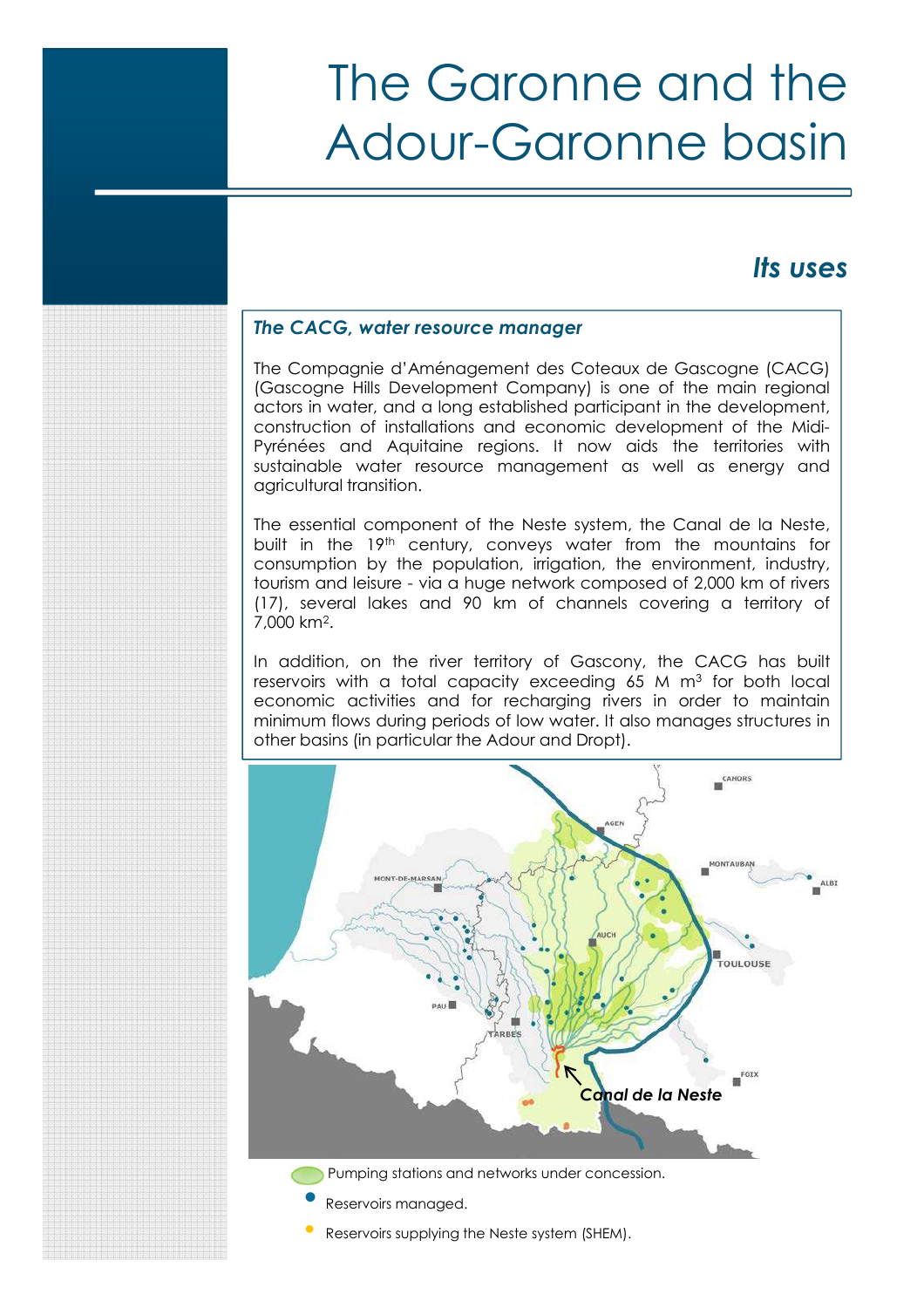# The Garonne and the Adour-Garonne basin

## *Its uses*

### *The CACG, water resource manager*

The Compagnie d'Aménagement des Coteaux de Gascogne (CACG) (Gascogne Hills Development Company) is one of the main regional actors in water, and a long established participant in the development, construction of installations and economic development of the Midi-Pyrénées and Aquitaine regions. It now aids the territories with sustainable water resource management as well as energy and agricultural transition.

The essential component of the Neste system, the Canal de la Neste, built in the 19th century, conveys water from the mountains for consumption by the population, irrigation, the environment, industry, tourism and leisure - via a huge network composed of 2,000 km of rivers (17), several lakes and 90 km of channels covering a territory of 7,000 km².

In addition, on the river territory of Gascony, the CACG has built reservoirs with a total capacity exceeding 65 M m³ for both local economic activities and for recharging rivers in order to maintain minimum flows during periods of low water. It also manages structures in other basins (in particular the Adour and Dropt).

CAHORS
AGEN
MONTAUBAN
ALBI
MONT-DE-MARSAN
AUCH
TOULOUSE
PAU
TARBES
FOIX
*Canal de la Neste*

Pumping stations and networks under concession.

Reservoirs managed.

Reservoirs supplying the Neste system (SHEM).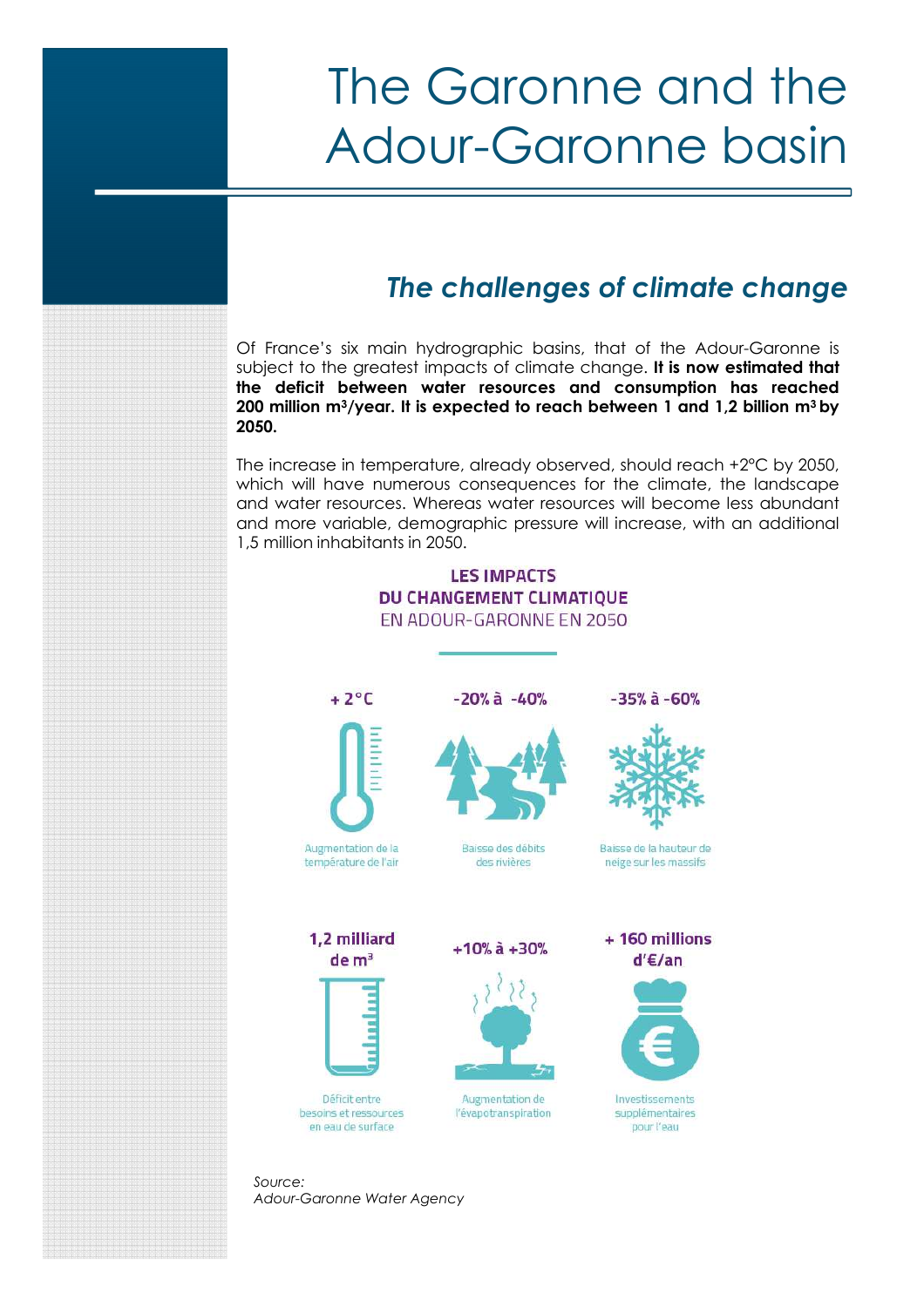# The Garonne and the Adour-Garonne basin

## *The challenges of climate change*

Of France's six main hydrographic basins, that of the Adour-Garonne is subject to the greatest impacts of climate change. **It is now estimated that the deficit between water resources and consumption has reached 200 million m³/year. It is expected to reach between 1 and 1,2 billion m³ by 2050.**

The increase in temperature, already observed, should reach +2°C by 2050, which will have numerous consequences for the climate, the landscape and water resources. Whereas water resources will become less abundant and more variable, demographic pressure will increase, with an additional 1,5 million inhabitants in 2050.

**LES IMPACTS DU CHANGEMENT CLIMATIQUE**
EN ADOUR-GARONNE EN 2050

**+ 2°C**
Augmentation de la température de l'air

**-20% à -40%**
Baisse des débits des rivières

**-35% à -60%**
Baisse de la hauteur de neige sur les massifs

**1,2 milliard de m³**
Déficit entre besoins et ressources en eau de surface

**+10% à +30%**
Augmentation de l'évapotranspiration

**+ 160 millions d'€/an**
Investissements supplémentaires pour l'eau

*Source:*
*Adour-Garonne Water Agency*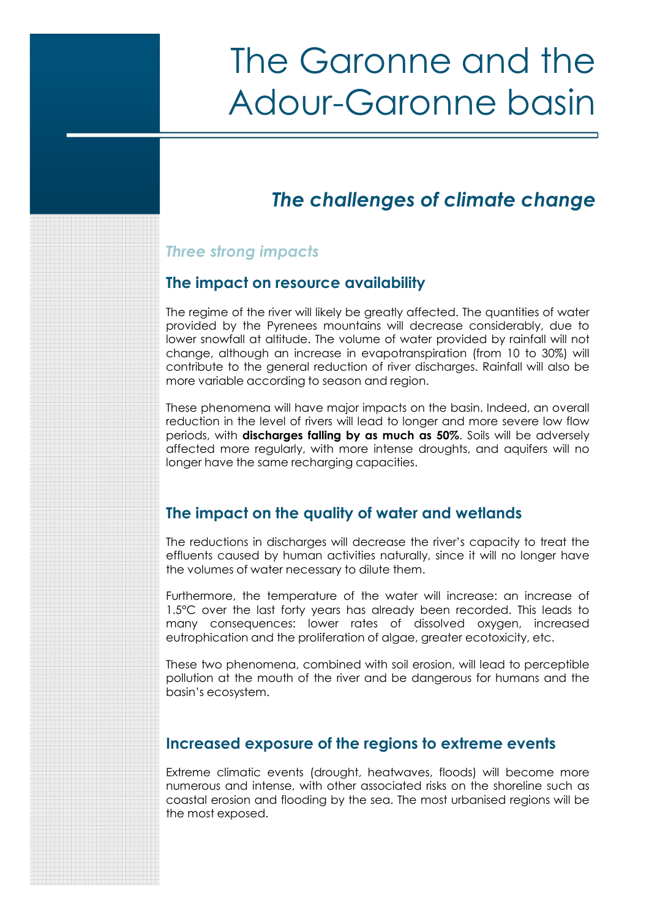# The Garonne and the Adour-Garonne basin

## *The challenges of climate change*

### *Three strong impacts*

### The impact on resource availability

The regime of the river will likely be greatly affected. The quantities of water provided by the Pyrenees mountains will decrease considerably, due to lower snowfall at altitude. The volume of water provided by rainfall will not change, although an increase in evapotranspiration (from 10 to 30%) will contribute to the general reduction of river discharges. Rainfall will also be more variable according to season and region.

These phenomena will have major impacts on the basin. Indeed, an overall reduction in the level of rivers will lead to longer and more severe low flow periods, with **discharges falling by as much as 50%**. Soils will be adversely affected more regularly, with more intense droughts, and aquifers will no longer have the same recharging capacities.

### The impact on the quality of water and wetlands

The reductions in discharges will decrease the river's capacity to treat the effluents caused by human activities naturally, since it will no longer have the volumes of water necessary to dilute them.

Furthermore, the temperature of the water will increase: an increase of 1.5°C over the last forty years has already been recorded. This leads to many consequences: lower rates of dissolved oxygen, increased eutrophication and the proliferation of algae, greater ecotoxicity, etc.

These two phenomena, combined with soil erosion, will lead to perceptible pollution at the mouth of the river and be dangerous for humans and the basin's ecosystem.

### Increased exposure of the regions to extreme events

Extreme climatic events (drought, heatwaves, floods) will become more numerous and intense, with other associated risks on the shoreline such as coastal erosion and flooding by the sea. The most urbanised regions will be the most exposed.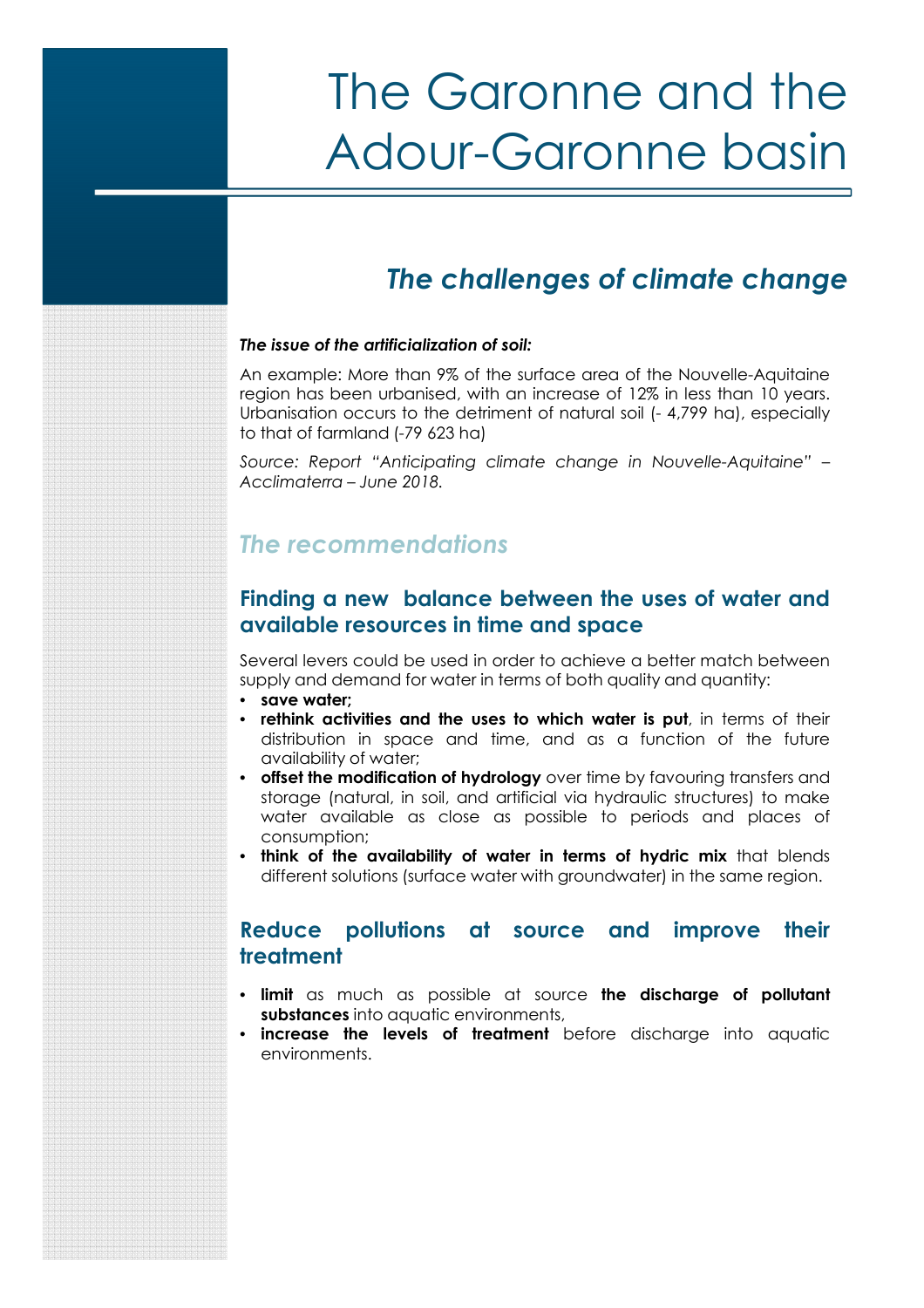# The Garonne and the Adour-Garonne basin

## *The challenges of climate change*

***The issue of the artificialization of soil:***

An example: More than 9% of the surface area of the Nouvelle-Aquitaine region has been urbanised, with an increase of 12% in less than 10 years. Urbanisation occurs to the detriment of natural soil (- 4,799 ha), especially to that of farmland (-79 623 ha)

*Source: Report "Anticipating climate change in Nouvelle-Aquitaine" – Acclimaterra – June 2018.*

## *The recommendations*

### Finding a new balance between the uses of water and available resources in time and space

Several levers could be used in order to achieve a better match between supply and demand for water in terms of both quality and quantity:

- **save water;**
- **rethink activities and the uses to which water is put**, in terms of their distribution in space and time, and as a function of the future availability of water;
- **offset the modification of hydrology** over time by favouring transfers and storage (natural, in soil, and artificial via hydraulic structures) to make water available as close as possible to periods and places of consumption;
- **think of the availability of water in terms of hydric mix** that blends different solutions (surface water with groundwater) in the same region.

### Reduce pollutions at source and improve their treatment

- **limit** as much as possible at source **the discharge of pollutant substances** into aquatic environments,
- **increase the levels of treatment** before discharge into aquatic environments.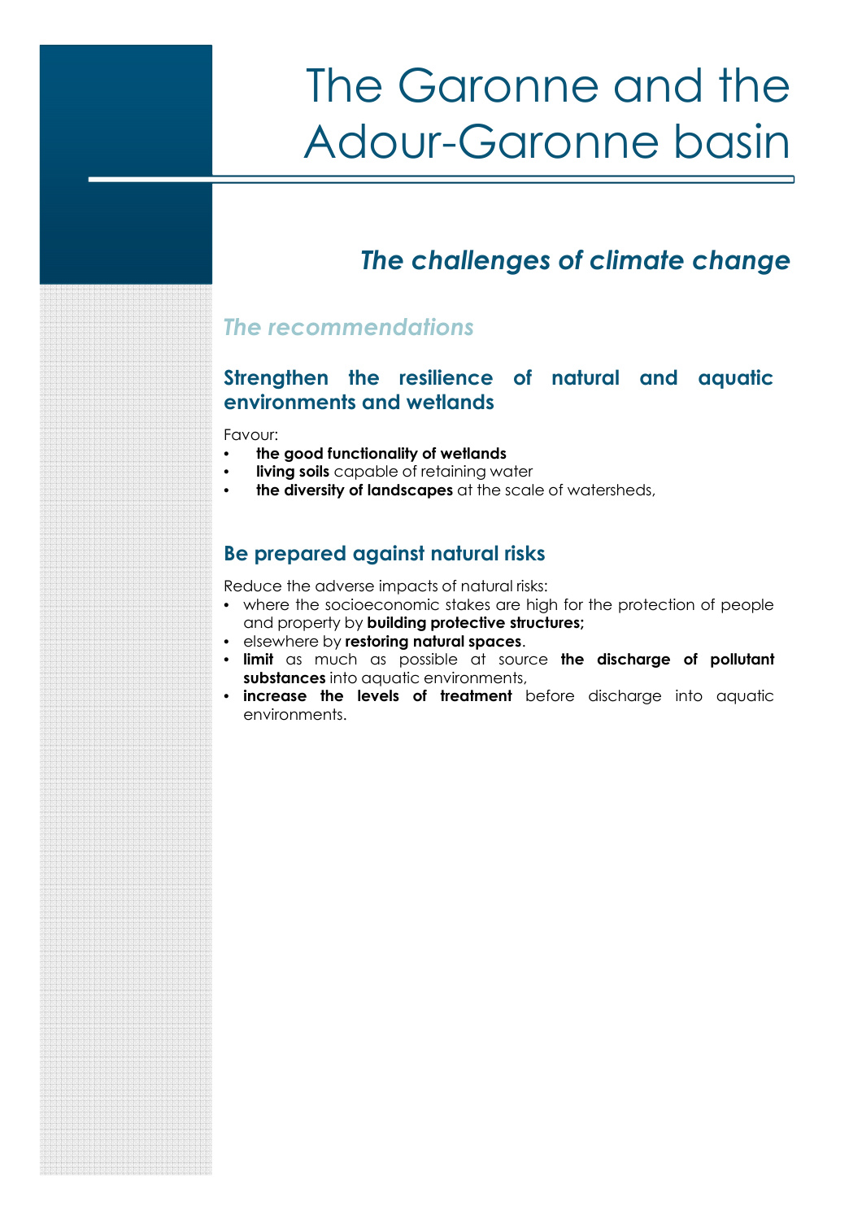# The Garonne and the Adour-Garonne basin

## *The challenges of climate change*

### *The recommendations*

### Strengthen the resilience of natural and aquatic environments and wetlands

Favour:

- **the good functionality of wetlands**
- **living soils** capable of retaining water
- **the diversity of landscapes** at the scale of watersheds,

### Be prepared against natural risks

Reduce the adverse impacts of natural risks:

- where the socioeconomic stakes are high for the protection of people and property by **building protective structures;**
- elsewhere by **restoring natural spaces**.
- **limit** as much as possible at source **the discharge of pollutant substances** into aquatic environments,
- **increase the levels of treatment** before discharge into aquatic environments.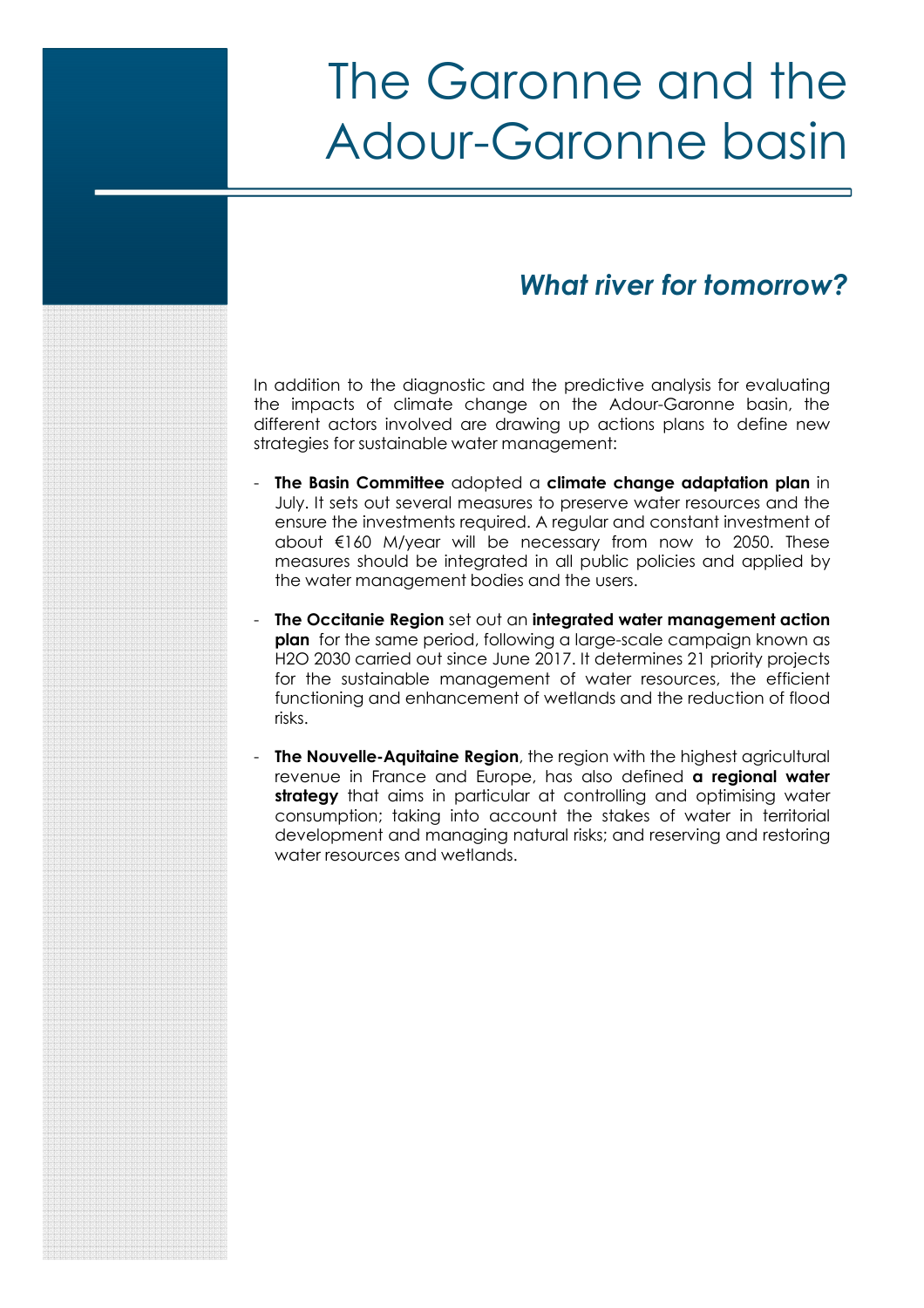# The Garonne and the Adour-Garonne basin

## *What river for tomorrow?*

In addition to the diagnostic and the predictive analysis for evaluating the impacts of climate change on the Adour-Garonne basin, the different actors involved are drawing up actions plans to define new strategies for sustainable water management:

- **The Basin Committee** adopted a **climate change adaptation plan** in July. It sets out several measures to preserve water resources and the ensure the investments required. A regular and constant investment of about €160 M/year will be necessary from now to 2050. These measures should be integrated in all public policies and applied by the water management bodies and the users.

- **The Occitanie Region** set out an **integrated water management action plan** for the same period, following a large-scale campaign known as H2O 2030 carried out since June 2017. It determines 21 priority projects for the sustainable management of water resources, the efficient functioning and enhancement of wetlands and the reduction of flood risks.

- **The Nouvelle-Aquitaine Region**, the region with the highest agricultural revenue in France and Europe, has also defined **a regional water strategy** that aims in particular at controlling and optimising water consumption; taking into account the stakes of water in territorial development and managing natural risks; and reserving and restoring water resources and wetlands.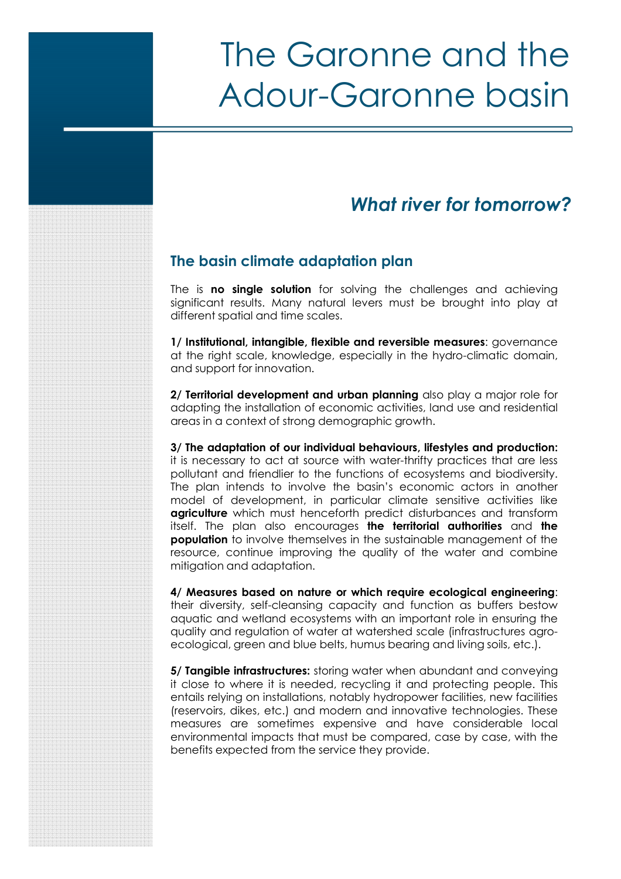# The Garonne and the Adour-Garonne basin

## *What river for tomorrow?*

### The basin climate adaptation plan

The is **no single solution** for solving the challenges and achieving significant results. Many natural levers must be brought into play at different spatial and time scales.

**1/ Institutional, intangible, flexible and reversible measures**: governance at the right scale, knowledge, especially in the hydro-climatic domain, and support for innovation.

**2/ Territorial development and urban planning** also play a major role for adapting the installation of economic activities, land use and residential areas in a context of strong demographic growth.

**3/ The adaptation of our individual behaviours, lifestyles and production:** it is necessary to act at source with water-thrifty practices that are less pollutant and friendlier to the functions of ecosystems and biodiversity. The plan intends to involve the basin's economic actors in another model of development, in particular climate sensitive activities like **agriculture** which must henceforth predict disturbances and transform itself. The plan also encourages **the territorial authorities** and **the population** to involve themselves in the sustainable management of the resource, continue improving the quality of the water and combine mitigation and adaptation.

**4/ Measures based on nature or which require ecological engineering**: their diversity, self-cleansing capacity and function as buffers bestow aquatic and wetland ecosystems with an important role in ensuring the quality and regulation of water at watershed scale (infrastructures agro-ecological, green and blue belts, humus bearing and living soils, etc.).

**5/ Tangible infrastructures:** storing water when abundant and conveying it close to where it is needed, recycling it and protecting people. This entails relying on installations, notably hydropower facilities, new facilities (reservoirs, dikes, etc.) and modern and innovative technologies. These measures are sometimes expensive and have considerable local environmental impacts that must be compared, case by case, with the benefits expected from the service they provide.